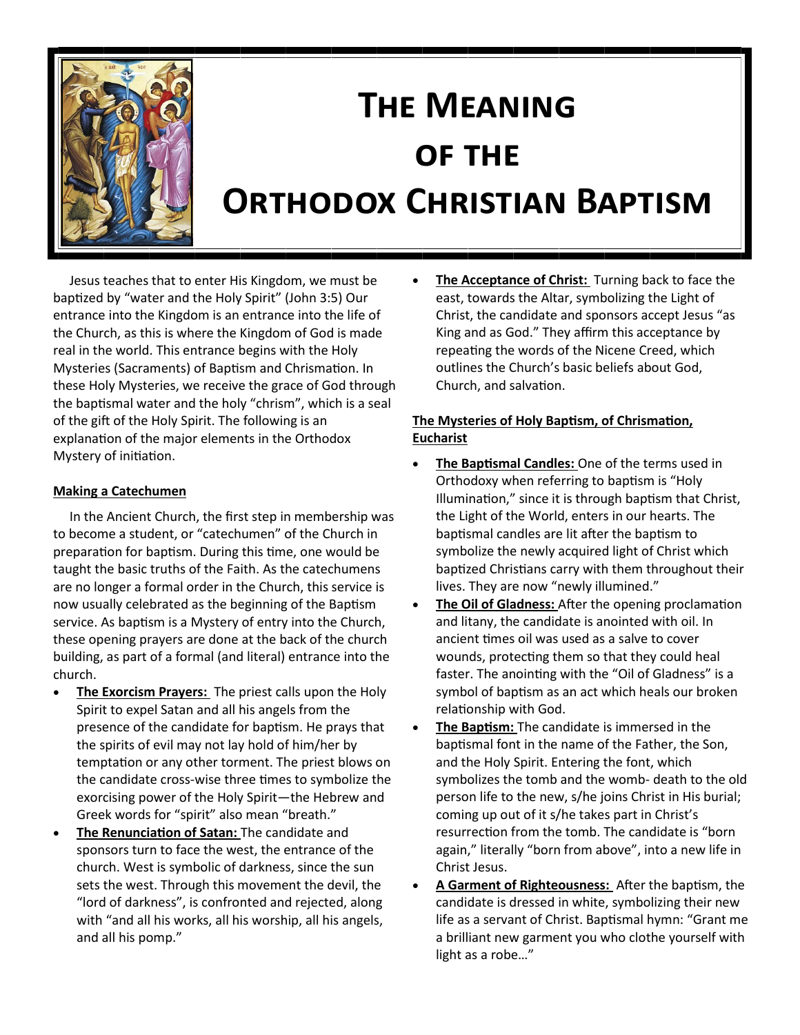# The Meaning of the Orthodox Christian Baptism

Jesus teaches that to enter His Kingdom, we must be baptized by "water and the Holy Spirit" (John 3:5) Our entrance into the Kingdom is an entrance into the life of the Church, as this is where the Kingdom of God is made real in the world. This entrance begins with the Holy Mysteries (Sacraments) of Baptism and Chrismation. In these Holy Mysteries, we receive the grace of God through the baptismal water and the holy "chrism", which is a seal of the gift of the Holy Spirit. The following is an explanation of the major elements in the Orthodox Mystery of initiation.

## Making a Catechumen

In the Ancient Church, the first step in membership was to become a student, or "catechumen" of the Church in preparation for baptism. During this time, one would be taught the basic truths of the Faith. As the catechumens are no longer a formal order in the Church, this service is now usually celebrated as the beginning of the Baptism service. As baptism is a Mystery of entry into the Church, these opening prayers are done at the back of the church building, as part of a formal (and literal) entrance into the church.

- **The Exorcism Prayers:** The priest calls upon the Holy Spirit to expel Satan and all his angels from the presence of the candidate for baptism. He prays that the spirits of evil may not lay hold of him/her by temptation or any other torment. The priest blows on the candidate cross-wise three times to symbolize the exorcising power of the Holy Spirit—the Hebrew and Greek words for "spirit" also mean "breath."
- **The Renunciation of Satan:** The candidate and sponsors turn to face the west, the entrance of the church. West is symbolic of darkness, since the sun sets the west. Through this movement the devil, the "lord of darkness", is confronted and rejected, along with "and all his works, all his worship, all his angels, and all his pomp."
- **The Acceptance of Christ:** Turning back to face the east, towards the Altar, symbolizing the Light of Christ, the candidate and sponsors accept Jesus "as King and as God." They affirm this acceptance by repeating the words of the Nicene Creed, which outlines the Church's basic beliefs about God, Church, and salvation.

## The Mysteries of Holy Baptism, of Chrismation, Eucharist

- **The Baptismal Candles:** One of the terms used in Orthodoxy when referring to baptism is "Holy Illumination," since it is through baptism that Christ, the Light of the World, enters in our hearts. The baptismal candles are lit after the baptism to symbolize the newly acquired light of Christ which baptized Christians carry with them throughout their lives. They are now "newly illumined."
- **The Oil of Gladness:** After the opening proclamation and litany, the candidate is anointed with oil. In ancient times oil was used as a salve to cover wounds, protecting them so that they could heal faster. The anointing with the "Oil of Gladness" is a symbol of baptism as an act which heals our broken relationship with God.
- **The Baptism:** The candidate is immersed in the baptismal font in the name of the Father, the Son, and the Holy Spirit. Entering the font, which symbolizes the tomb and the womb- death to the old person life to the new, s/he joins Christ in His burial; coming up out of it s/he takes part in Christ's resurrection from the tomb. The candidate is "born again," literally "born from above", into a new life in Christ Jesus.
- **A Garment of Righteousness:** After the baptism, the candidate is dressed in white, symbolizing their new life as a servant of Christ. Baptismal hymn: "Grant me a brilliant new garment you who clothe yourself with light as a robe…"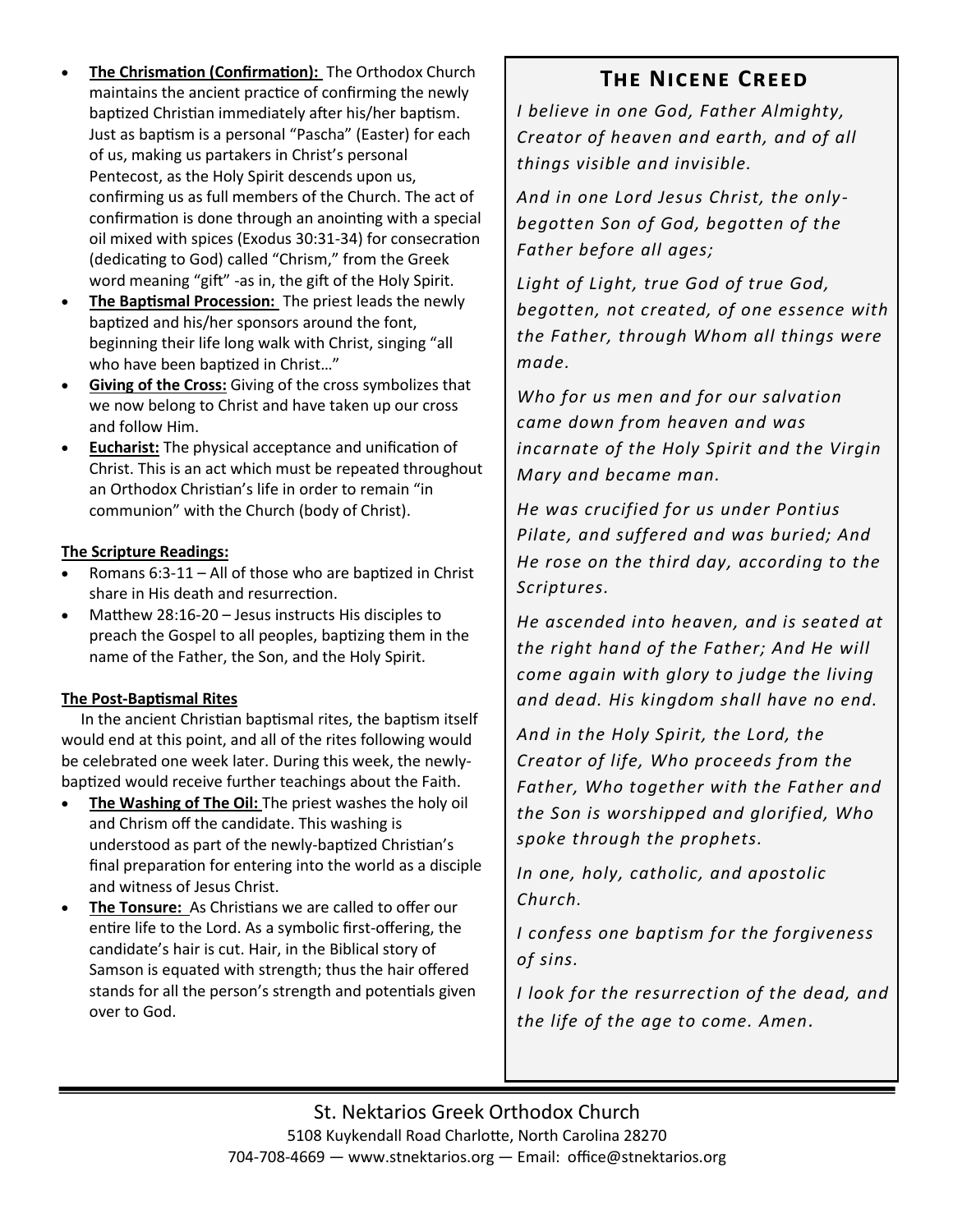- **The Chrismation (Confirmation):** The Orthodox Church maintains the ancient practice of confirming the newly baptized Christian immediately after his/her baptism. Just as baptism is a personal "Pascha" (Easter) for each of us, making us partakers in Christ's personal Pentecost, as the Holy Spirit descends upon us, confirming us as full members of the Church. The act of confirmation is done through an anointing with a special oil mixed with spices (Exodus 30:31-34) for consecration (dedicating to God) called "Chrism," from the Greek word meaning "gift" -as in, the gift of the Holy Spirit.
- **The Baptismal Procession:** The priest leads the newly baptized and his/her sponsors around the font, beginning their life long walk with Christ, singing "all who have been baptized in Christ…"
- **Giving of the Cross:** Giving of the cross symbolizes that we now belong to Christ and have taken up our cross and follow Him.
- **Eucharist:** The physical acceptance and unification of Christ. This is an act which must be repeated throughout an Orthodox Christian's life in order to remain "in communion" with the Church (body of Christ).

**The Scripture Readings:**

- Romans 6:3-11 – All of those who are baptized in Christ share in His death and resurrection.
- Matthew 28:16-20 – Jesus instructs His disciples to preach the Gospel to all peoples, baptizing them in the name of the Father, the Son, and the Holy Spirit.

**The Post-Baptismal Rites**

In the ancient Christian baptismal rites, the baptism itself would end at this point, and all of the rites following would be celebrated one week later. During this week, the newly-baptized would receive further teachings about the Faith.

- **The Washing of The Oil:** The priest washes the holy oil and Chrism off the candidate. This washing is understood as part of the newly-baptized Christian's final preparation for entering into the world as a disciple and witness of Jesus Christ.
- **The Tonsure:** As Christians we are called to offer our entire life to the Lord. As a symbolic first-offering, the candidate's hair is cut. Hair, in the Biblical story of Samson is equated with strength; thus the hair offered stands for all the person's strength and potentials given over to God.

## The Nicene Creed

*I believe in one God, Father Almighty, Creator of heaven and earth, and of all things visible and invisible.*

*And in one Lord Jesus Christ, the only-begotten Son of God, begotten of the Father before all ages;*

*Light of Light, true God of true God, begotten, not created, of one essence with the Father, through Whom all things were made.*

*Who for us men and for our salvation came down from heaven and was incarnate of the Holy Spirit and the Virgin Mary and became man.*

*He was crucified for us under Pontius Pilate, and suffered and was buried; And He rose on the third day, according to the Scriptures.*

*He ascended into heaven, and is seated at the right hand of the Father; And He will come again with glory to judge the living and dead. His kingdom shall have no end.*

*And in the Holy Spirit, the Lord, the Creator of life, Who proceeds from the Father, Who together with the Father and the Son is worshipped and glorified, Who spoke through the prophets.*

*In one, holy, catholic, and apostolic Church.*

*I confess one baptism for the forgiveness of sins.*

*I look for the resurrection of the dead, and the life of the age to come. Amen.*

St. Nektarios Greek Orthodox Church
5108 Kuykendall Road Charlotte, North Carolina 28270
704-708-4669 — www.stnektarios.org — Email: office@stnektarios.org